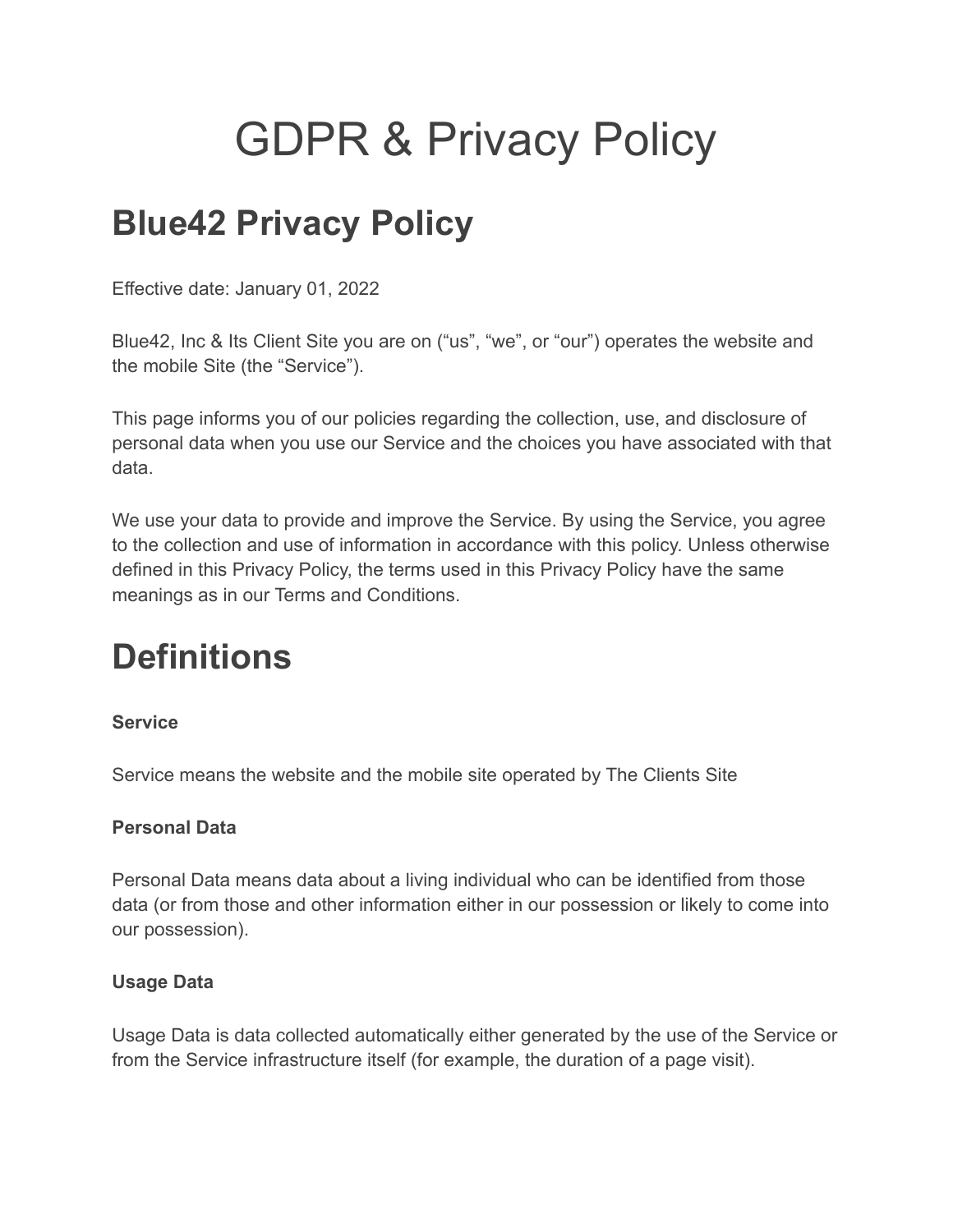# GDPR & Privacy Policy

## Blue42 Privacy Policy

Effective date: January 01, 2022

Blue42, Inc & Its Client Site you are on ("us", "we", or "our") operates the website and the mobile Site (the "Service").

This page informs you of our policies regarding the collection, use, and disclosure of personal data when you use our Service and the choices you have associated with that data.

We use your data to provide and improve the Service. By using the Service, you agree to the collection and use of information in accordance with this policy. Unless otherwise defined in this Privacy Policy, the terms used in this Privacy Policy have the same meanings as in our Terms and Conditions.

# Definitions

**Service**

Service means the website and the mobile site operated by The Clients Site

**Personal Data**

Personal Data means data about a living individual who can be identified from those data (or from those and other information either in our possession or likely to come into our possession).

**Usage Data**

Usage Data is data collected automatically either generated by the use of the Service or from the Service infrastructure itself (for example, the duration of a page visit).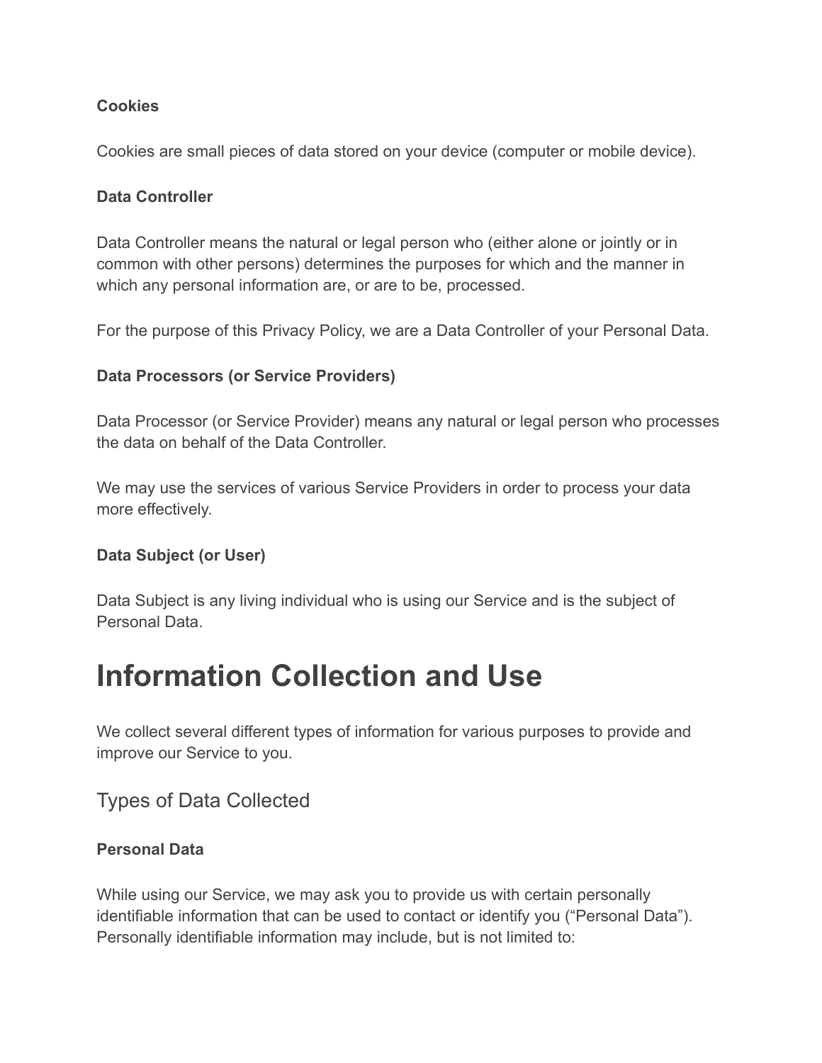**Cookies**

Cookies are small pieces of data stored on your device (computer or mobile device).

**Data Controller**

Data Controller means the natural or legal person who (either alone or jointly or in common with other persons) determines the purposes for which and the manner in which any personal information are, or are to be, processed.

For the purpose of this Privacy Policy, we are a Data Controller of your Personal Data.

**Data Processors (or Service Providers)**

Data Processor (or Service Provider) means any natural or legal person who processes the data on behalf of the Data Controller.

We may use the services of various Service Providers in order to process your data more effectively.

**Data Subject (or User)**

Data Subject is any living individual who is using our Service and is the subject of Personal Data.

# Information Collection and Use

We collect several different types of information for various purposes to provide and improve our Service to you.

## Types of Data Collected

**Personal Data**

While using our Service, we may ask you to provide us with certain personally identifiable information that can be used to contact or identify you (“Personal Data”). Personally identifiable information may include, but is not limited to: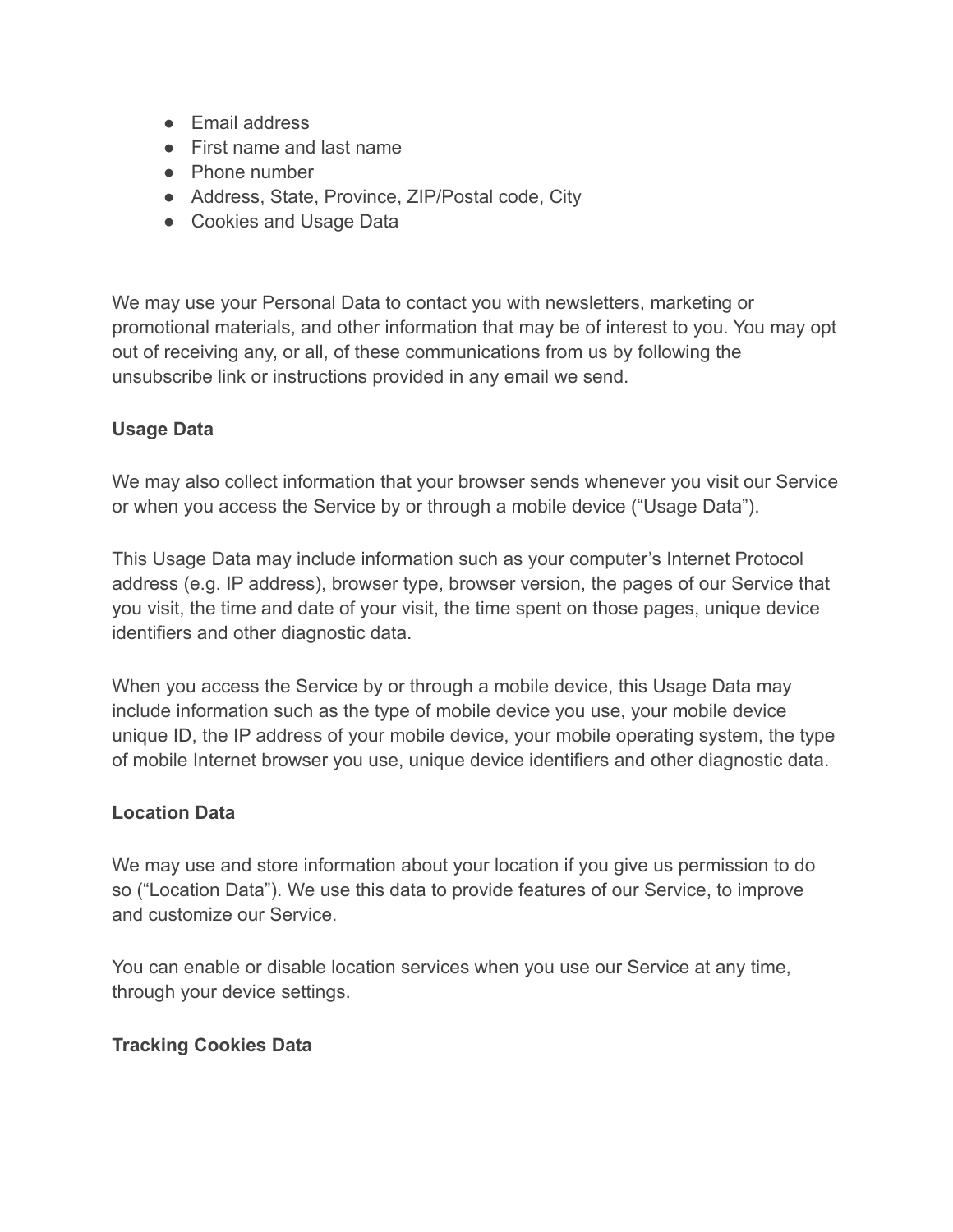- Email address
- First name and last name
- Phone number
- Address, State, Province, ZIP/Postal code, City
- Cookies and Usage Data

We may use your Personal Data to contact you with newsletters, marketing or promotional materials, and other information that may be of interest to you. You may opt out of receiving any, or all, of these communications from us by following the unsubscribe link or instructions provided in any email we send.

**Usage Data**

We may also collect information that your browser sends whenever you visit our Service or when you access the Service by or through a mobile device ("Usage Data").

This Usage Data may include information such as your computer's Internet Protocol address (e.g. IP address), browser type, browser version, the pages of our Service that you visit, the time and date of your visit, the time spent on those pages, unique device identifiers and other diagnostic data.

When you access the Service by or through a mobile device, this Usage Data may include information such as the type of mobile device you use, your mobile device unique ID, the IP address of your mobile device, your mobile operating system, the type of mobile Internet browser you use, unique device identifiers and other diagnostic data.

**Location Data**

We may use and store information about your location if you give us permission to do so ("Location Data"). We use this data to provide features of our Service, to improve and customize our Service.

You can enable or disable location services when you use our Service at any time, through your device settings.

**Tracking Cookies Data**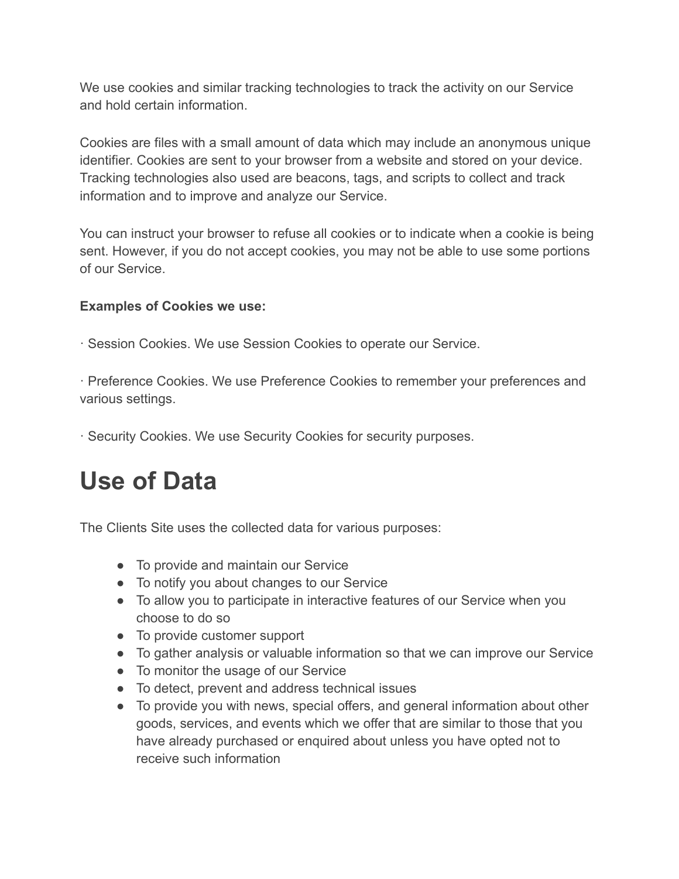We use cookies and similar tracking technologies to track the activity on our Service and hold certain information.

Cookies are files with a small amount of data which may include an anonymous unique identifier. Cookies are sent to your browser from a website and stored on your device. Tracking technologies also used are beacons, tags, and scripts to collect and track information and to improve and analyze our Service.

You can instruct your browser to refuse all cookies or to indicate when a cookie is being sent. However, if you do not accept cookies, you may not be able to use some portions of our Service.

**Examples of Cookies we use:**

· Session Cookies. We use Session Cookies to operate our Service.

· Preference Cookies. We use Preference Cookies to remember your preferences and various settings.

· Security Cookies. We use Security Cookies for security purposes.

# Use of Data

The Clients Site uses the collected data for various purposes:

- To provide and maintain our Service
- To notify you about changes to our Service
- To allow you to participate in interactive features of our Service when you choose to do so
- To provide customer support
- To gather analysis or valuable information so that we can improve our Service
- To monitor the usage of our Service
- To detect, prevent and address technical issues
- To provide you with news, special offers, and general information about other goods, services, and events which we offer that are similar to those that you have already purchased or enquired about unless you have opted not to receive such information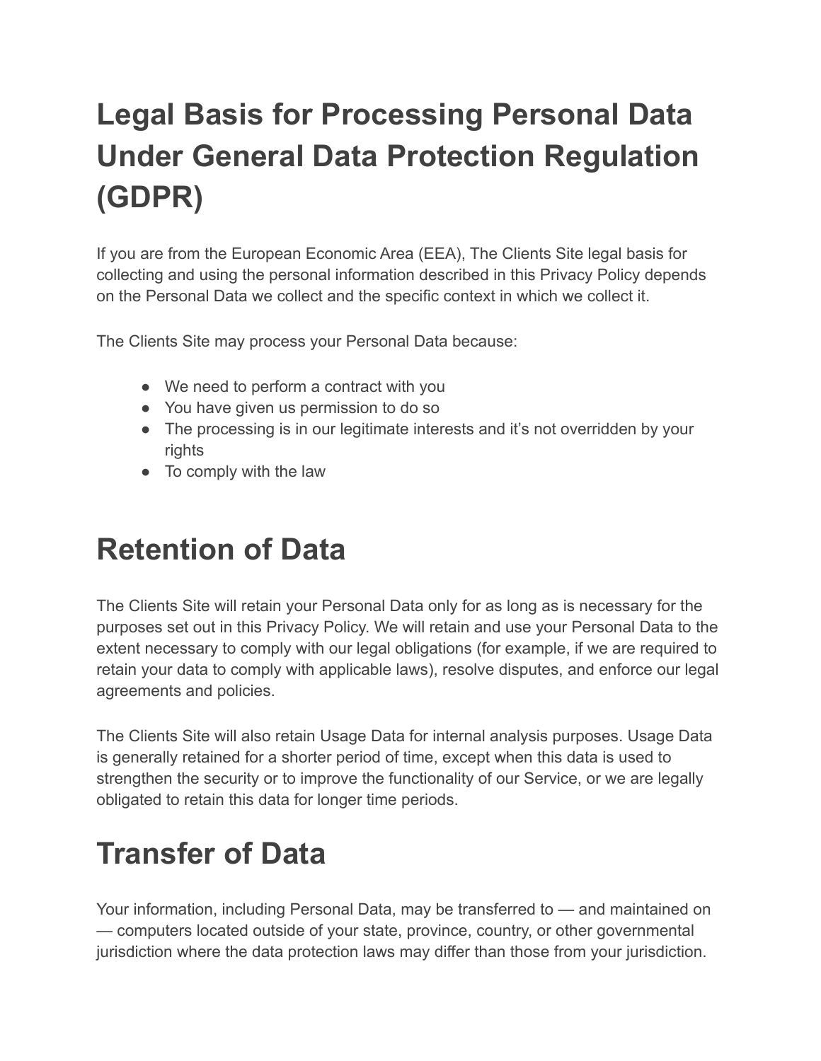# Legal Basis for Processing Personal Data Under General Data Protection Regulation (GDPR)

If you are from the European Economic Area (EEA), The Clients Site legal basis for collecting and using the personal information described in this Privacy Policy depends on the Personal Data we collect and the specific context in which we collect it.

The Clients Site may process your Personal Data because:

- We need to perform a contract with you
- You have given us permission to do so
- The processing is in our legitimate interests and it's not overridden by your rights
- To comply with the law

# Retention of Data

The Clients Site will retain your Personal Data only for as long as is necessary for the purposes set out in this Privacy Policy. We will retain and use your Personal Data to the extent necessary to comply with our legal obligations (for example, if we are required to retain your data to comply with applicable laws), resolve disputes, and enforce our legal agreements and policies.

The Clients Site will also retain Usage Data for internal analysis purposes. Usage Data is generally retained for a shorter period of time, except when this data is used to strengthen the security or to improve the functionality of our Service, or we are legally obligated to retain this data for longer time periods.

# Transfer of Data

Your information, including Personal Data, may be transferred to — and maintained on — computers located outside of your state, province, country, or other governmental jurisdiction where the data protection laws may differ than those from your jurisdiction.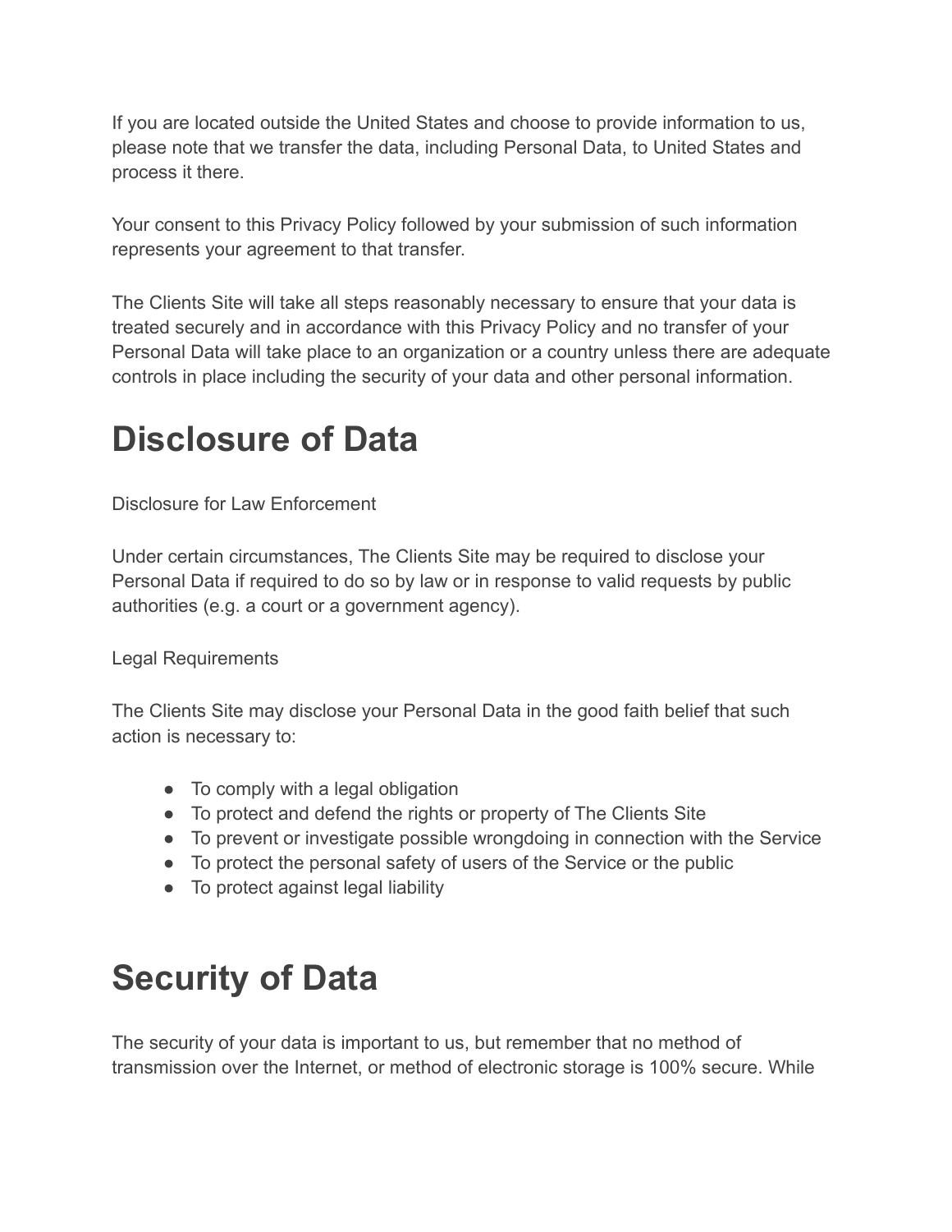If you are located outside the United States and choose to provide information to us, please note that we transfer the data, including Personal Data, to United States and process it there.

Your consent to this Privacy Policy followed by your submission of such information represents your agreement to that transfer.

The Clients Site will take all steps reasonably necessary to ensure that your data is treated securely and in accordance with this Privacy Policy and no transfer of your Personal Data will take place to an organization or a country unless there are adequate controls in place including the security of your data and other personal information.

# Disclosure of Data

Disclosure for Law Enforcement

Under certain circumstances, The Clients Site may be required to disclose your Personal Data if required to do so by law or in response to valid requests by public authorities (e.g. a court or a government agency).

Legal Requirements

The Clients Site may disclose your Personal Data in the good faith belief that such action is necessary to:

- To comply with a legal obligation
- To protect and defend the rights or property of The Clients Site
- To prevent or investigate possible wrongdoing in connection with the Service
- To protect the personal safety of users of the Service or the public
- To protect against legal liability

# Security of Data

The security of your data is important to us, but remember that no method of transmission over the Internet, or method of electronic storage is 100% secure. While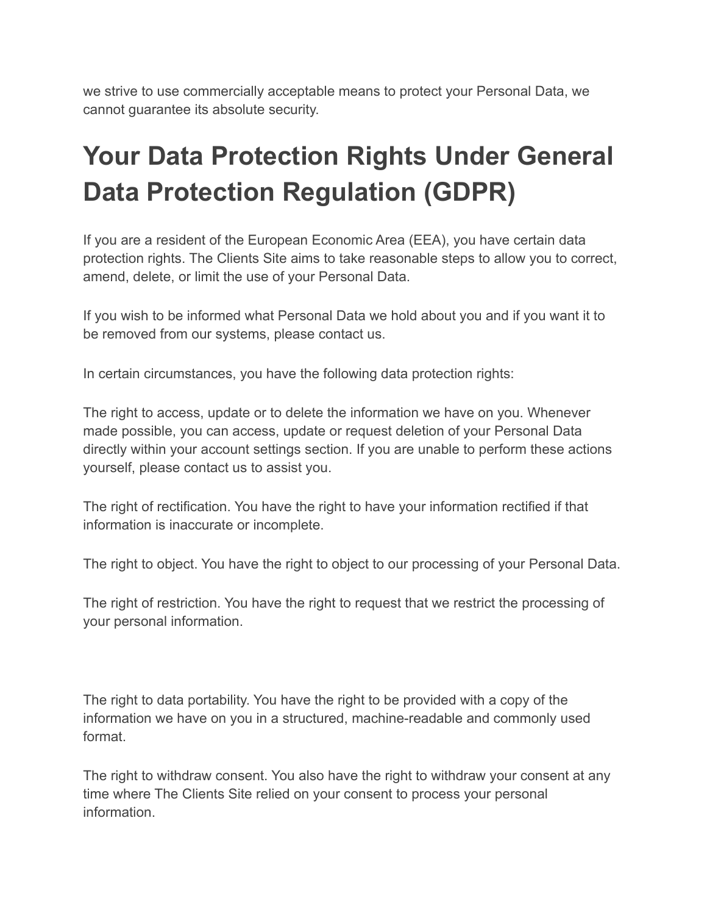we strive to use commercially acceptable means to protect your Personal Data, we cannot guarantee its absolute security.

# Your Data Protection Rights Under General Data Protection Regulation (GDPR)

If you are a resident of the European Economic Area (EEA), you have certain data protection rights. The Clients Site aims to take reasonable steps to allow you to correct, amend, delete, or limit the use of your Personal Data.

If you wish to be informed what Personal Data we hold about you and if you want it to be removed from our systems, please contact us.

In certain circumstances, you have the following data protection rights:

The right to access, update or to delete the information we have on you. Whenever made possible, you can access, update or request deletion of your Personal Data directly within your account settings section. If you are unable to perform these actions yourself, please contact us to assist you.

The right of rectification. You have the right to have your information rectified if that information is inaccurate or incomplete.

The right to object. You have the right to object to our processing of your Personal Data.

The right of restriction. You have the right to request that we restrict the processing of your personal information.

The right to data portability. You have the right to be provided with a copy of the information we have on you in a structured, machine-readable and commonly used format.

The right to withdraw consent. You also have the right to withdraw your consent at any time where The Clients Site relied on your consent to process your personal information.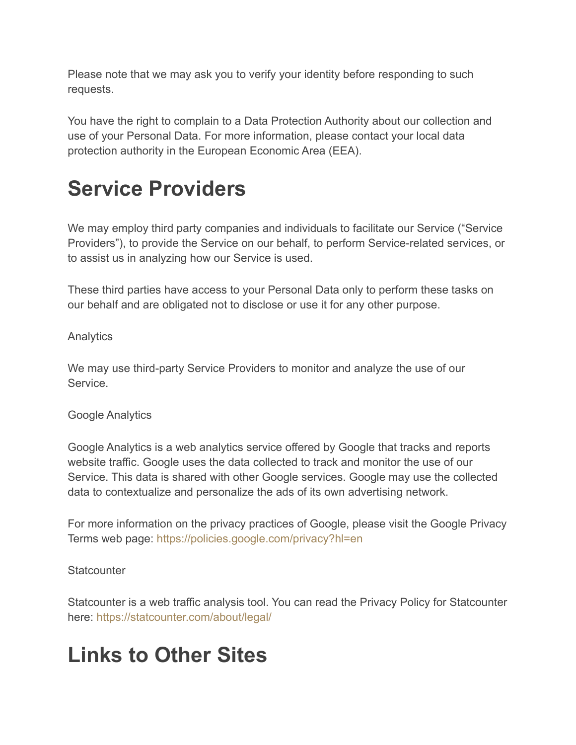Please note that we may ask you to verify your identity before responding to such requests.

You have the right to complain to a Data Protection Authority about our collection and use of your Personal Data. For more information, please contact your local data protection authority in the European Economic Area (EEA).

# Service Providers

We may employ third party companies and individuals to facilitate our Service (“Service Providers”), to provide the Service on our behalf, to perform Service-related services, or to assist us in analyzing how our Service is used.

These third parties have access to your Personal Data only to perform these tasks on our behalf and are obligated not to disclose or use it for any other purpose.

Analytics

We may use third-party Service Providers to monitor and analyze the use of our Service.

Google Analytics

Google Analytics is a web analytics service offered by Google that tracks and reports website traffic. Google uses the data collected to track and monitor the use of our Service. This data is shared with other Google services. Google may use the collected data to contextualize and personalize the ads of its own advertising network.

For more information on the privacy practices of Google, please visit the Google Privacy Terms web page: https://policies.google.com/privacy?hl=en

Statcounter

Statcounter is a web traffic analysis tool. You can read the Privacy Policy for Statcounter here: https://statcounter.com/about/legal/

# Links to Other Sites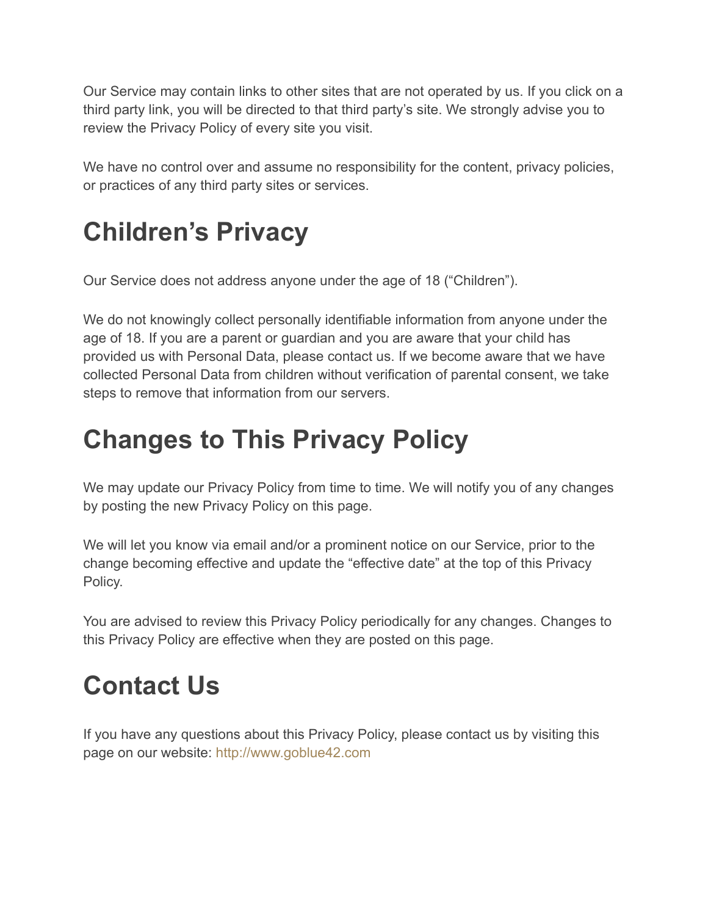Our Service may contain links to other sites that are not operated by us. If you click on a third party link, you will be directed to that third party's site. We strongly advise you to review the Privacy Policy of every site you visit.

We have no control over and assume no responsibility for the content, privacy policies, or practices of any third party sites or services.

# Children's Privacy

Our Service does not address anyone under the age of 18 ("Children").

We do not knowingly collect personally identifiable information from anyone under the age of 18. If you are a parent or guardian and you are aware that your child has provided us with Personal Data, please contact us. If we become aware that we have collected Personal Data from children without verification of parental consent, we take steps to remove that information from our servers.

# Changes to This Privacy Policy

We may update our Privacy Policy from time to time. We will notify you of any changes by posting the new Privacy Policy on this page.

We will let you know via email and/or a prominent notice on our Service, prior to the change becoming effective and update the "effective date" at the top of this Privacy Policy.

You are advised to review this Privacy Policy periodically for any changes. Changes to this Privacy Policy are effective when they are posted on this page.

# Contact Us

If you have any questions about this Privacy Policy, please contact us by visiting this page on our website: http://www.goblue42.com